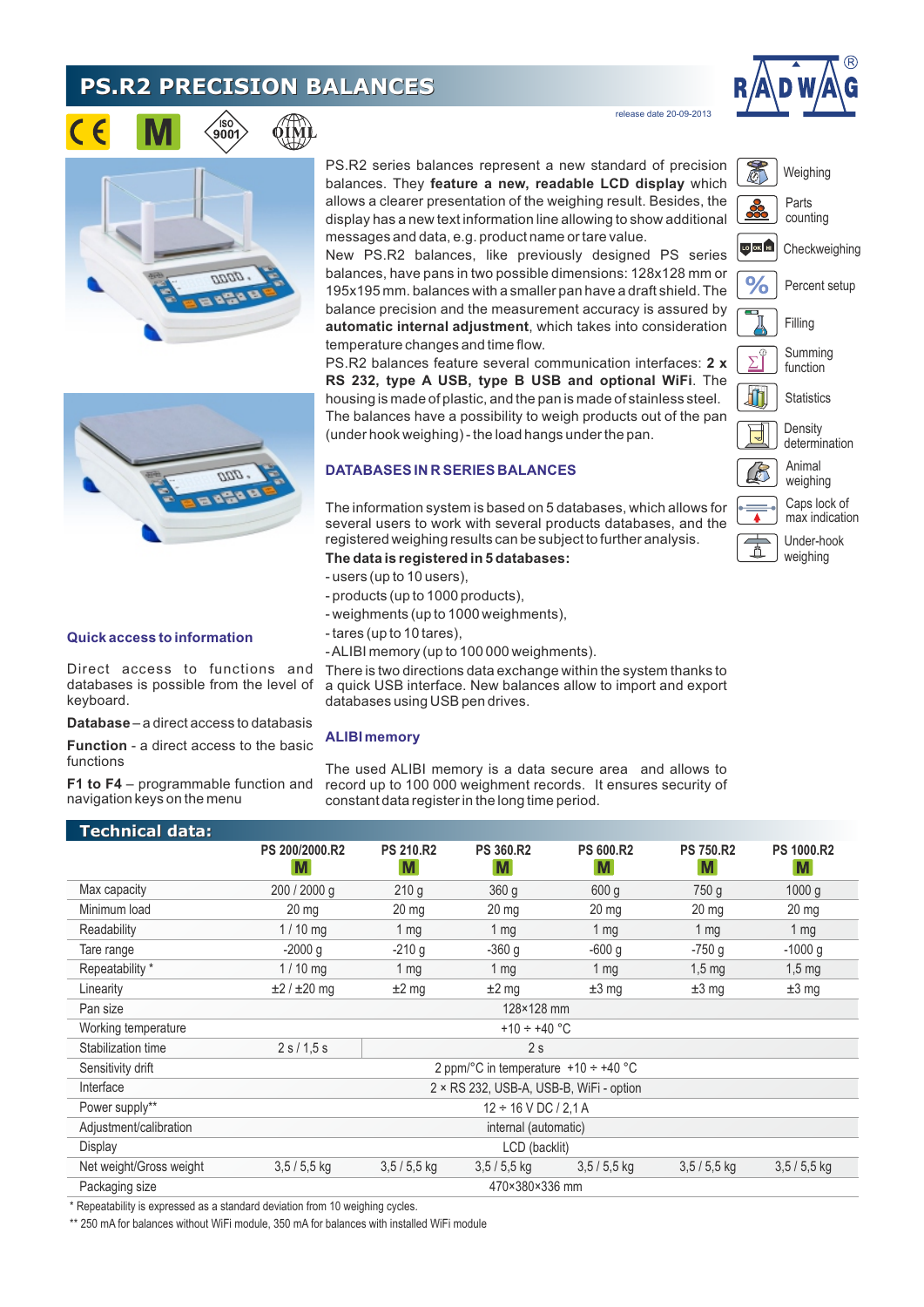# PS.R2 PRECISION BALANCES

release date 20-09-2013

PS.R2 series balances represent a new standard of precision balances. They **feature a new, readable LCD display** which allows a clearer presentation of the weighing result. Besides, the display has a new text information line allowing to show additional messages and data, e.g. product name or tare value.

New PS.R2 balances, like previously designed PS series balances, have pans in two possible dimensions: 128x128 mm or 195x195 mm. balances with a smaller pan have a draft shield. The balance precision and the measurement accuracy is assured by **automatic internal adjustment**, which takes into consideration temperature changes and time flow.

PS.R2 balances feature several communication interfaces: **2 x RS 232, type A USB, type B USB and optional WiFi**. The housing is made of plastic, and the pan is made of stainless steel. The balances have a possibility to weigh products out of the pan (under hook weighing) - the load hangs under the pan.

- Weighing
- Parts counting
- Checkweighing
- Percent setup
- Filling
- Summing function
- Statistics
- Density determination
- Animal weighing
- Caps lock of max indication
- Under-hook weighing

## DATABASES IN R SERIES BALANCES

The information system is based on 5 databases, which allows for several users to work with several products databases, and the registered weighing results can be subject to further analysis.

**The data is registered in 5 databases:**

- users (up to 10 users),
- products (up to 1000 products),
- weighments (up to 1000 weighments),
- tares (up to 10 tares),
- ALIBI memory (up to 100 000 weighments).

There is two directions data exchange within the system thanks to a quick USB interface. New balances allow to import and export databases using USB pen drives.

## ALIBI memory

The used ALIBI memory is a data secure area and allows to record up to 100 000 weighment records. It ensures security of constant data register in the long time period.

## Quick access to information

Direct access to functions and databases is possible from the level of keyboard.

**Database** – a direct access to databasis

**Function** - a direct access to the basic functions

**F1 to F4** – programmable function and navigation keys on the menu

## Technical data:

| | PS 200/2000.R2 M | PS 210.R2 M | PS 360.R2 M | PS 600.R2 M | PS 750.R2 M | PS 1000.R2 M |
|---|---|---|---|---|---|---|
| Max capacity | 200 / 2000 g | 210 g | 360 g | 600 g | 750 g | 1000 g |
| Minimum load | 20 mg | 20 mg | 20 mg | 20 mg | 20 mg | 20 mg |
| Readability | 1 / 10 mg | 1 mg | 1 mg | 1 mg | 1 mg | 1 mg |
| Tare range | -2000 g | -210 g | -360 g | -600 g | -750 g | -1000 g |
| Repeatability * | 1 / 10 mg | 1 mg | 1 mg | 1 mg | 1,5 mg | 1,5 mg |
| Linearity | ±2 / ±20 mg | ±2 mg | ±2 mg | ±3 mg | ±3 mg | ±3 mg |
| Pan size | 128×128 mm | | | | | |
| Working temperature | +10 ÷ +40 °C | | | | | |
| Stabilization time | 2 s / 1,5 s | 2 s | | | | |
| Sensitivity drift | 2 ppm/°C in temperature +10 ÷ +40 °C | | | | | |
| Interface | 2 × RS 232, USB-A, USB-B, WiFi - option | | | | | |
| Power supply** | 12 ÷ 16 V DC / 2,1 A | | | | | |
| Adjustment/calibration | internal (automatic) | | | | | |
| Display | LCD (backlit) | | | | | |
| Net weight/Gross weight | 3,5 / 5,5 kg | 3,5 / 5,5 kg | 3,5 / 5,5 kg | 3,5 / 5,5 kg | 3,5 / 5,5 kg | 3,5 / 5,5 kg |
| Packaging size | 470×380×336 mm | | | | | |

\* Repeatability is expressed as a standard deviation from 10 weighing cycles.

\*\* 250 mA for balances without WiFi module, 350 mA for balances with installed WiFi module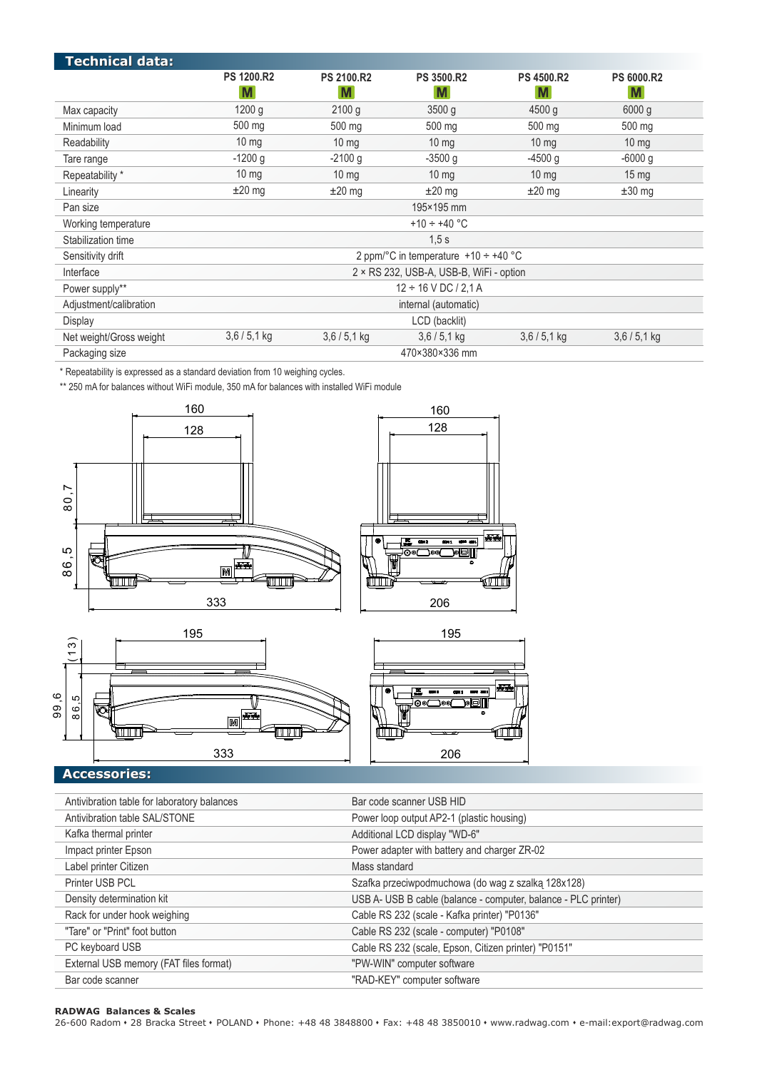## Technical data:

| | PS 1200.R2 M | PS 2100.R2 M | PS 3500.R2 M | PS 4500.R2 M | PS 6000.R2 M |
|---|---|---|---|---|---|
| Max capacity | 1200 g | 2100 g | 3500 g | 4500 g | 6000 g |
| Minimum load | 500 mg | 500 mg | 500 mg | 500 mg | 500 mg |
| Readability | 10 mg | 10 mg | 10 mg | 10 mg | 10 mg |
| Tare range | -1200 g | -2100 g | -3500 g | -4500 g | -6000 g |
| Repeatability * | 10 mg | 10 mg | 10 mg | 10 mg | 15 mg |
| Linearity | ±20 mg | ±20 mg | ±20 mg | ±20 mg | ±30 mg |
| Pan size | 195×195 mm | | | | |
| Working temperature | +10 ÷ +40 °C | | | | |
| Stabilization time | 1,5 s | | | | |
| Sensitivity drift | 2 ppm/°C in temperature +10 ÷ +40 °C | | | | |
| Interface | 2 × RS 232, USB-A, USB-B, WiFi - option | | | | |
| Power supply** | 12 ÷ 16 V DC / 2,1 A | | | | |
| Adjustment/calibration | internal (automatic) | | | | |
| Display | LCD (backlit) | | | | |
| Net weight/Gross weight | 3,6 / 5,1 kg | 3,6 / 5,1 kg | 3,6 / 5,1 kg | 3,6 / 5,1 kg | 3,6 / 5,1 kg |
| Packaging size | 470×380×336 mm | | | | |

\* Repeatability is expressed as a standard deviation from 10 weighing cycles.

** 250 mA for balances without WiFi module, 350 mA for balances with installed WiFi module

160
128
80,7
86,5
333
206
195
(13)
99,6
86,5
333
195
206

## Accessories:

| | |
|---|---|
| Antivibration table for laboratory balances | Bar code scanner USB HID |
| Antivibration table SAL/STONE | Power loop output AP2-1 (plastic housing) |
| Kafka thermal printer | Additional LCD display "WD-6" |
| Impact printer Epson | Power adapter with battery and charger ZR-02 |
| Label printer Citizen | Mass standard |
| Printer USB PCL | Szafka przeciwpodmuchowa (do wag z szalką 128x128) |
| Density determination kit | USB A- USB B cable (balance - computer, balance - PLC printer) |
| Rack for under hook weighing | Cable RS 232 (scale - Kafka printer) "P0136" |
| "Tare" or "Print" foot button | Cable RS 232 (scale - computer) "P0108" |
| PC keyboard USB | Cable RS 232 (scale, Epson, Citizen printer) "P0151" |
| External USB memory (FAT files format) | "PW-WIN" computer software |
| Bar code scanner | "RAD-KEY" computer software |

**RADWAG Balances & Scales**
26-600 Radom • 28 Bracka Street • POLAND • Phone: +48 48 3848800 • Fax: +48 48 3850010 • www.radwag.com • e-mail:export@radwag.com